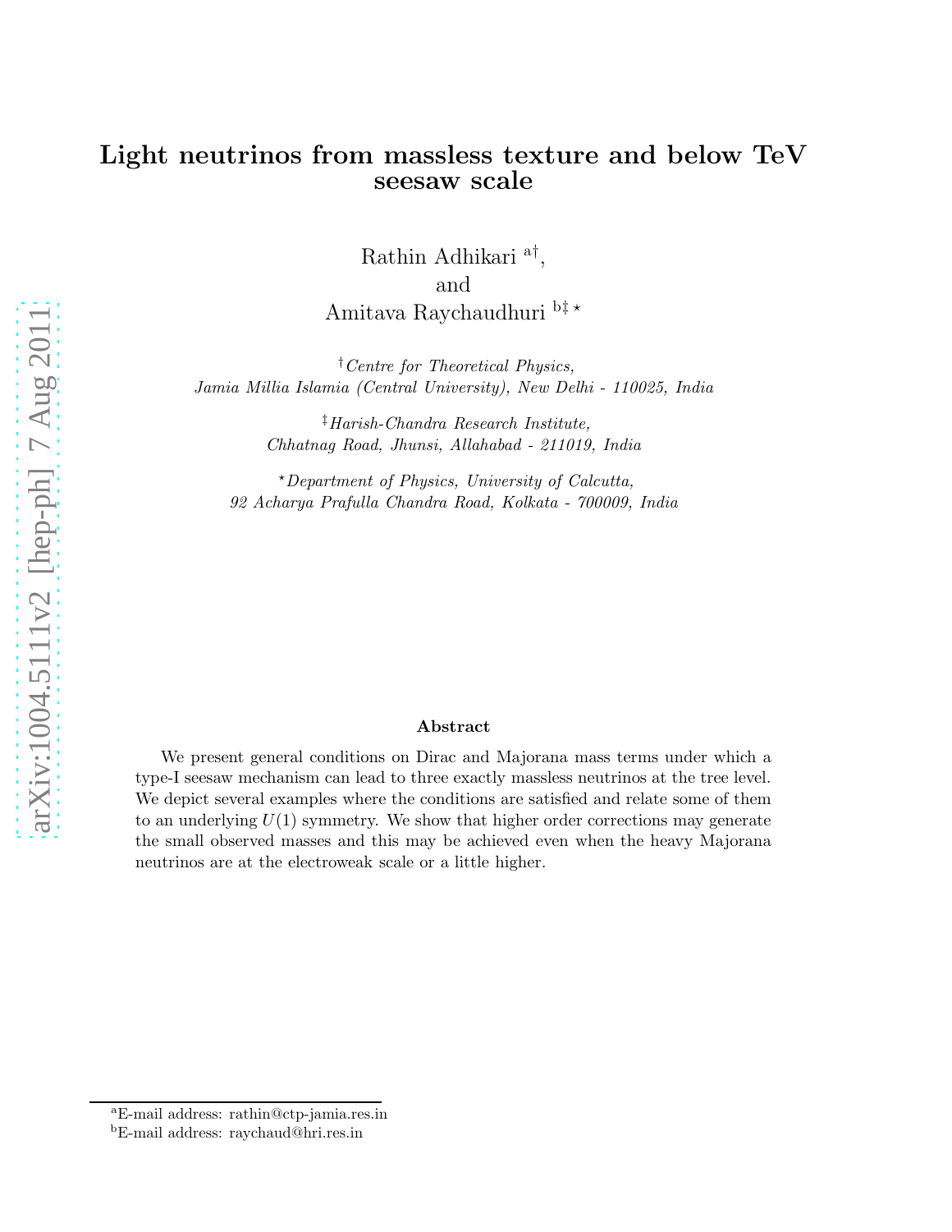# Light neutrinos from massless texture and below TeV seesaw scale

Rathin Adhikari [a†],

and

Amitava Raychaudhuri [b‡⋆]

[†]*Centre for Theoretical Physics, Jamia Millia Islamia (Central University), New Delhi - 110025, India*

[‡]*Harish-Chandra Research Institute, Chhatnag Road, Jhunsi, Allahabad - 211019, India*

[⋆]*Department of Physics, University of Calcutta, 92 Acharya Prafulla Chandra Road, Kolkata - 700009, India*

### Abstract

We present general conditions on Dirac and Majorana mass terms under which a type-I seesaw mechanism can lead to three exactly massless neutrinos at the tree level. We depict several examples where the conditions are satisfied and relate some of them to an underlying $U(1)$ symmetry. We show that higher order corrections may generate the small observed masses and this may be achieved even when the heavy Majorana neutrinos are at the electroweak scale or a little higher.

---

[a]E-mail address: rathin@ctp-jamia.res.in

[b]E-mail address: raychaud@hri.res.in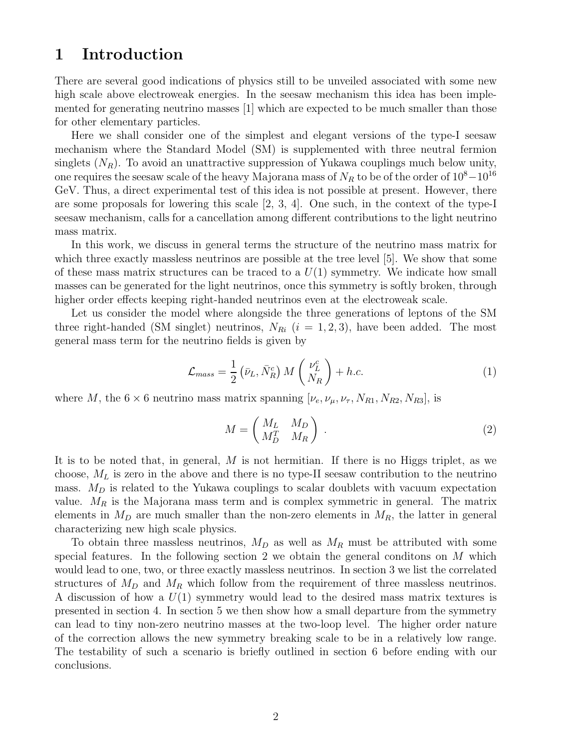# 1 Introduction

There are several good indications of physics still to be unveiled associated with some new high scale above electroweak energies. In the seesaw mechanism this idea has been implemented for generating neutrino masses [1] which are expected to be much smaller than those for other elementary particles.

Here we shall consider one of the simplest and elegant versions of the type-I seesaw mechanism where the Standard Model (SM) is supplemented with three neutral fermion singlets ($N_R$). To avoid an unattractive suppression of Yukawa couplings much below unity, one requires the seesaw scale of the heavy Majorana mass of $N_R$ to be of the order of $10^8 - 10^{16}$ GeV. Thus, a direct experimental test of this idea is not possible at present. However, there are some proposals for lowering this scale [2, 3, 4]. One such, in the context of the type-I seesaw mechanism, calls for a cancellation among different contributions to the light neutrino mass matrix.

In this work, we discuss in general terms the structure of the neutrino mass matrix for which three exactly massless neutrinos are possible at the tree level [5]. We show that some of these mass matrix structures can be traced to a $U(1)$ symmetry. We indicate how small masses can be generated for the light neutrinos, once this symmetry is softly broken, through higher order effects keeping right-handed neutrinos even at the electroweak scale.

Let us consider the model where alongside the three generations of leptons of the SM three right-handed (SM singlet) neutrinos, $N_{Ri}$ ($i = 1, 2, 3$), have been added. The most general mass term for the neutrino fields is given by

$$\mathcal{L}_{mass} = \frac{1}{2} \left(\bar{\nu}_L, \bar{N}_R^c\right) M \begin{pmatrix} \nu_L^c \\ N_R \end{pmatrix} + h.c. \tag{1}$$

where $M$, the $6 \times 6$ neutrino mass matrix spanning $[\nu_e, \nu_\mu, \nu_\tau, N_{R1}, N_{R2}, N_{R3}]$, is

$$M = \begin{pmatrix} M_L & M_D \\ M_D^T & M_R \end{pmatrix} . \tag{2}$$

It is to be noted that, in general, $M$ is not hermitian. If there is no Higgs triplet, as we choose, $M_L$ is zero in the above and there is no type-II seesaw contribution to the neutrino mass. $M_D$ is related to the Yukawa couplings to scalar doublets with vacuum expectation value. $M_R$ is the Majorana mass term and is complex symmetric in general. The matrix elements in $M_D$ are much smaller than the non-zero elements in $M_R$, the latter in general characterizing new high scale physics.

To obtain three massless neutrinos, $M_D$ as well as $M_R$ must be attributed with some special features. In the following section 2 we obtain the general conditons on $M$ which would lead to one, two, or three exactly massless neutrinos. In section 3 we list the correlated structures of $M_D$ and $M_R$ which follow from the requirement of three massless neutrinos. A discussion of how a $U(1)$ symmetry would lead to the desired mass matrix textures is presented in section 4. In section 5 we then show how a small departure from the symmetry can lead to tiny non-zero neutrino masses at the two-loop level. The higher order nature of the correction allows the new symmetry breaking scale to be in a relatively low range. The testability of such a scenario is briefly outlined in section 6 before ending with our conclusions.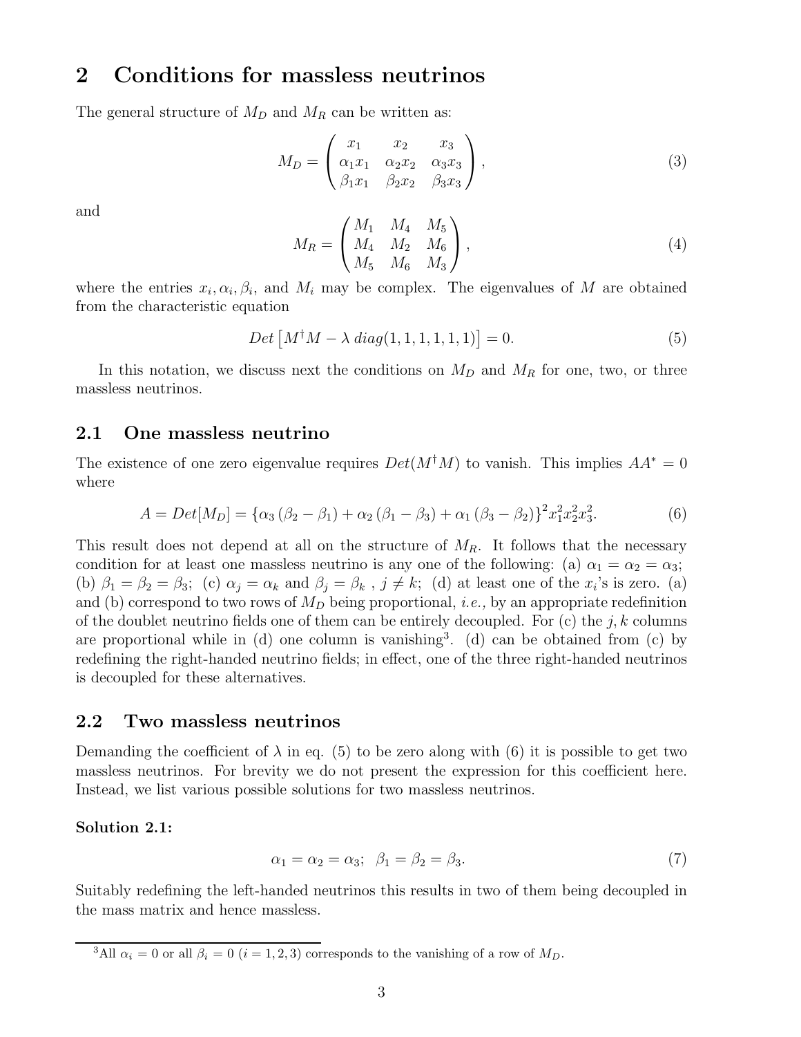## 2 Conditions for massless neutrinos

The general structure of $M_D$ and $M_R$ can be written as:

$$M_D = \begin{pmatrix} x_1 & x_2 & x_3 \\ \alpha_1 x_1 & \alpha_2 x_2 & \alpha_3 x_3 \\ \beta_1 x_1 & \beta_2 x_2 & \beta_3 x_3 \end{pmatrix}, \tag{3}$$

and

$$M_R = \begin{pmatrix} M_1 & M_4 & M_5 \\ M_4 & M_2 & M_6 \\ M_5 & M_6 & M_3 \end{pmatrix}, \tag{4}$$

where the entries $x_i, \alpha_i, \beta_i$, and $M_i$ may be complex. The eigenvalues of $M$ are obtained from the characteristic equation

$$Det\left[M^\dagger M - \lambda \, diag(1,1,1,1,1,1)\right] = 0. \tag{5}$$

In this notation, we discuss next the conditions on $M_D$ and $M_R$ for one, two, or three massless neutrinos.

### 2.1 One massless neutrino

The existence of one zero eigenvalue requires $Det(M^\dagger M)$ to vanish. This implies $AA^* = 0$ where

$$A = Det[M_D] = \{\alpha_3\left(\beta_2 - \beta_1\right) + \alpha_2\left(\beta_1 - \beta_3\right) + \alpha_1\left(\beta_3 - \beta_2\right)\}^2 x_1^2 x_2^2 x_3^2. \tag{6}$$

This result does not depend at all on the structure of $M_R$. It follows that the necessary condition for at least one massless neutrino is any one of the following: (a) $\alpha_1 = \alpha_2 = \alpha_3$; (b) $\beta_1 = \beta_2 = \beta_3$; (c) $\alpha_j = \alpha_k$ and $\beta_j = \beta_k$ , $j \neq k$; (d) at least one of the $x_i$'s is zero. (a) and (b) correspond to two rows of $M_D$ being proportional, *i.e.,* by an appropriate redefinition of the doublet neutrino fields one of them can be entirely decoupled. For (c) the $j, k$ columns are proportional while in (d) one column is vanishing[3]. (d) can be obtained from (c) by redefining the right-handed neutrino fields; in effect, one of the three right-handed neutrinos is decoupled for these alternatives.

### 2.2 Two massless neutrinos

Demanding the coefficient of $\lambda$ in eq. (5) to be zero along with (6) it is possible to get two massless neutrinos. For brevity we do not present the expression for this coefficient here. Instead, we list various possible solutions for two massless neutrinos.

**Solution 2.1:**

$$\alpha_1 = \alpha_2 = \alpha_3; \;\; \beta_1 = \beta_2 = \beta_3. \tag{7}$$

Suitably redefining the left-handed neutrinos this results in two of them being decoupled in the mass matrix and hence massless.

[3] All $\alpha_i = 0$ or all $\beta_i = 0$ $(i = 1, 2, 3)$ corresponds to the vanishing of a row of $M_D$.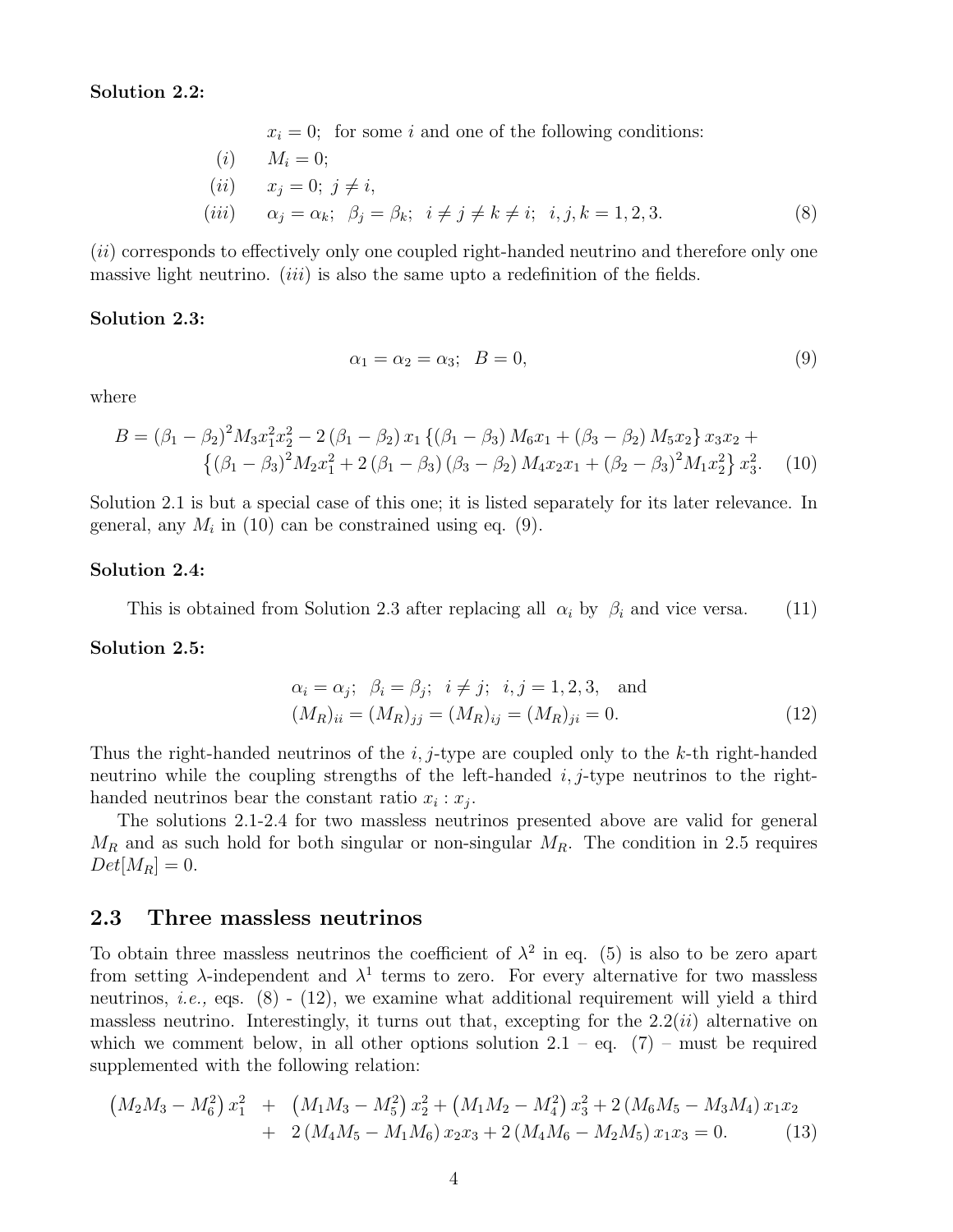**Solution 2.2:**

$$
\begin{aligned}
& x_i = 0; \text{ for some } i \text{ and one of the following conditions:} \\
(i) \quad & M_i = 0; \\
(ii) \quad & x_j = 0; \; j \neq i, \\
(iii) \quad & \alpha_j = \alpha_k; \;\; \beta_j = \beta_k; \;\; i \neq j \neq k \neq i; \;\; i,j,k = 1,2,3.
\end{aligned} \tag{8}
$$

$(ii)$ corresponds to effectively only one coupled right-handed neutrino and therefore only one massive light neutrino. $(iii)$ is also the same upto a redefinition of the fields.

**Solution 2.3:**

$$
\alpha_1 = \alpha_2 = \alpha_3; \;\; B = 0, \tag{9}
$$

where

$$
\begin{aligned}
B = (\beta_1 - \beta_2)^2 M_3 x_1^2 x_2^2 - 2(\beta_1 - \beta_2) x_1 \left\{ (\beta_1 - \beta_3) M_6 x_1 + (\beta_3 - \beta_2) M_5 x_2 \right\} x_3 x_2 + \\
\left\{ (\beta_1 - \beta_3)^2 M_2 x_1^2 + 2(\beta_1 - \beta_3)(\beta_3 - \beta_2) M_4 x_2 x_1 + (\beta_2 - \beta_3)^2 M_1 x_2^2 \right\} x_3^2.
\end{aligned} \tag{10}
$$

Solution 2.1 is but a special case of this one; it is listed separately for its later relevance. In general, any $M_i$ in (10) can be constrained using eq. (9).

**Solution 2.4:**

$$
\text{This is obtained from Solution 2.3 after replacing all } \alpha_i \text{ by } \beta_i \text{ and vice versa.} \tag{11}
$$

**Solution 2.5:**

$$
\begin{aligned}
& \alpha_i = \alpha_j; \;\; \beta_i = \beta_j; \;\; i \neq j; \;\; i,j = 1,2,3, \;\; \text{and} \\
& (M_R)_{ii} = (M_R)_{jj} = (M_R)_{ij} = (M_R)_{ji} = 0.
\end{aligned} \tag{12}
$$

Thus the right-handed neutrinos of the $i,j$-type are coupled only to the $k$-th right-handed neutrino while the coupling strengths of the left-handed $i,j$-type neutrinos to the right-handed neutrinos bear the constant ratio $x_i : x_j$.

The solutions 2.1-2.4 for two massless neutrinos presented above are valid for general $M_R$ and as such hold for both singular or non-singular $M_R$. The condition in 2.5 requires $Det[M_R] = 0$.

## 2.3 Three massless neutrinos

To obtain three massless neutrinos the coefficient of $\lambda^2$ in eq. (5) is also to be zero apart from setting $\lambda$-independent and $\lambda^1$ terms to zero. For every alternative for two massless neutrinos, *i.e.,* eqs. (8) - (12), we examine what additional requirement will yield a third massless neutrino. Interestingly, it turns out that, excepting for the 2.2$(ii)$ alternative on which we comment below, in all other options solution 2.1 – eq. (7) – must be required supplemented with the following relation:

$$
\begin{aligned}
\left(M_2 M_3 - M_6^2\right) x_1^2 &+ \left(M_1 M_3 - M_5^2\right) x_2^2 + \left(M_1 M_2 - M_4^2\right) x_3^2 + 2\left(M_6 M_5 - M_3 M_4\right) x_1 x_2 \\
&+ 2\left(M_4 M_5 - M_1 M_6\right) x_2 x_3 + 2\left(M_4 M_6 - M_2 M_5\right) x_1 x_3 = 0.
\end{aligned} \tag{13}
$$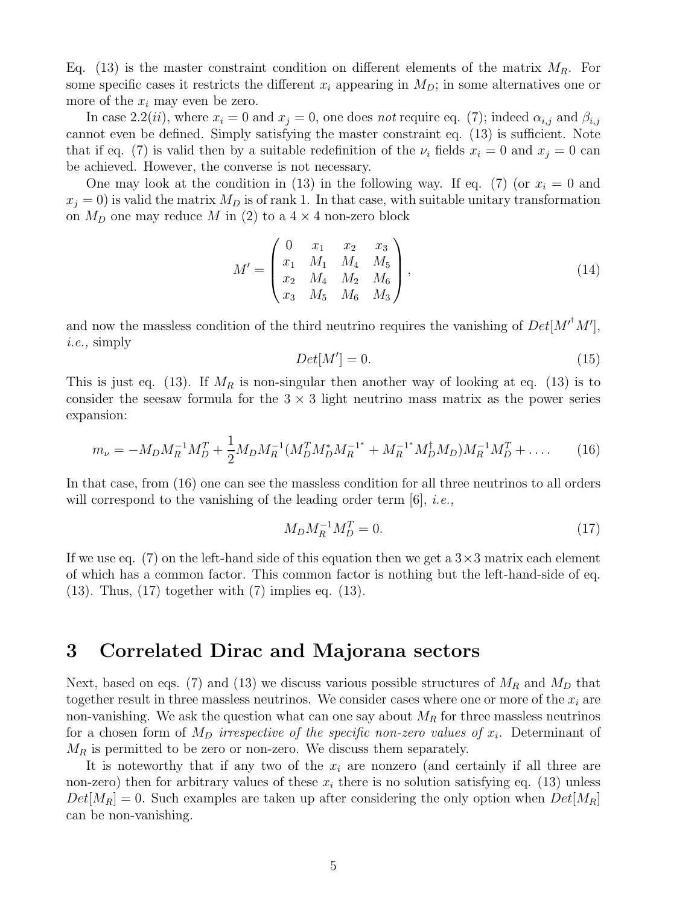Eq. (13) is the master constraint condition on different elements of the matrix $M_R$. For some specific cases it restricts the different $x_i$ appearing in $M_D$; in some alternatives one or more of the $x_i$ may even be zero.

In case 2.2(*ii*), where $x_i = 0$ and $x_j = 0$, one does *not* require eq. (7); indeed $\alpha_{i,j}$ and $\beta_{i,j}$ cannot even be defined. Simply satisfying the master constraint eq. (13) is sufficient. Note that if eq. (7) is valid then by a suitable redefinition of the $\nu_i$ fields $x_i = 0$ and $x_j = 0$ can be achieved. However, the converse is not necessary.

One may look at the condition in (13) in the following way. If eq. (7) (or $x_i = 0$ and $x_j = 0$) is valid the matrix $M_D$ is of rank 1. In that case, with suitable unitary transformation on $M_D$ one may reduce $M$ in (2) to a $4 \times 4$ non-zero block

$$M' = \begin{pmatrix} 0 & x_1 & x_2 & x_3 \\ x_1 & M_1 & M_4 & M_5 \\ x_2 & M_4 & M_2 & M_6 \\ x_3 & M_5 & M_6 & M_3 \end{pmatrix}, \tag{14}$$

and now the massless condition of the third neutrino requires the vanishing of $Det[M'^{\dagger} M']$, *i.e.,* simply

$$Det[M'] = 0. \tag{15}$$

This is just eq. (13). If $M_R$ is non-singular then another way of looking at eq. (13) is to consider the seesaw formula for the $3 \times 3$ light neutrino mass matrix as the power series expansion:

$$m_\nu = -M_D M_R^{-1} M_D^T + \frac{1}{2} M_D M_R^{-1} (M_D^T M_D^* M_R^{-1^*} + M_R^{-1^*} M_D^\dagger M_D) M_R^{-1} M_D^T + \ldots. \tag{16}$$

In that case, from (16) one can see the massless condition for all three neutrinos to all orders will correspond to the vanishing of the leading order term [6], *i.e.,*

$$M_D M_R^{-1} M_D^T = 0. \tag{17}$$

If we use eq. (7) on the left-hand side of this equation then we get a $3 \times 3$ matrix each element of which has a common factor. This common factor is nothing but the left-hand-side of eq. (13). Thus, (17) together with (7) implies eq. (13).

## 3 Correlated Dirac and Majorana sectors

Next, based on eqs. (7) and (13) we discuss various possible structures of $M_R$ and $M_D$ that together result in three massless neutrinos. We consider cases where one or more of the $x_i$ are non-vanishing. We ask the question what can one say about $M_R$ for three massless neutrinos for a chosen form of $M_D$ *irrespective of the specific non-zero values of* $x_i$. Determinant of $M_R$ is permitted to be zero or non-zero. We discuss them separately.

It is noteworthy that if any two of the $x_i$ are nonzero (and certainly if all three are non-zero) then for arbitrary values of these $x_i$ there is no solution satisfying eq. (13) unless $Det[M_R] = 0$. Such examples are taken up after considering the only option when $Det[M_R]$ can be non-vanishing.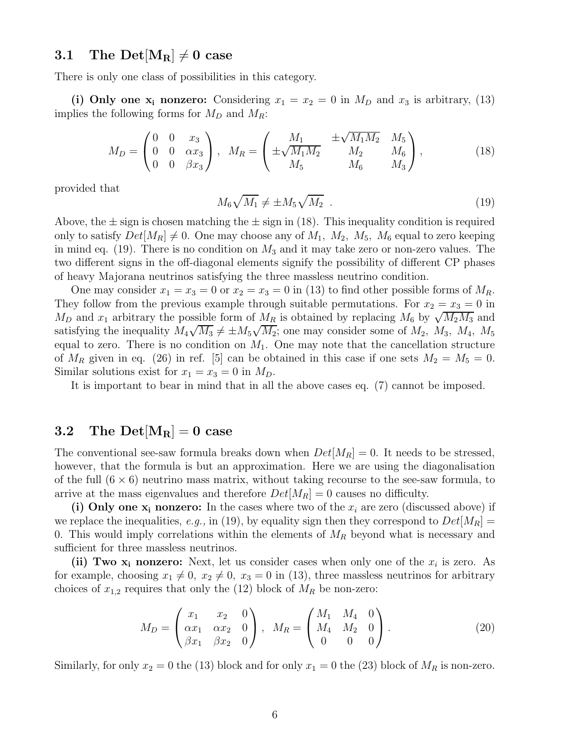### 3.1 The $\mathbf{Det[M_R] \neq 0}$ case

There is only one class of possibilities in this category.

**(i) Only one $\mathbf{x_i}$ nonzero:** Considering $x_1 = x_2 = 0$ in $M_D$ and $x_3$ is arbitrary, (13) implies the following forms for $M_D$ and $M_R$:

$$M_D = \begin{pmatrix} 0 & 0 & x_3 \\ 0 & 0 & \alpha x_3 \\ 0 & 0 & \beta x_3 \end{pmatrix}, \quad M_R = \begin{pmatrix} M_1 & \pm\sqrt{M_1 M_2} & M_5 \\ \pm\sqrt{M_1 M_2} & M_2 & M_6 \\ M_5 & M_6 & M_3 \end{pmatrix}, \tag{18}$$

provided that

$$M_6\sqrt{M_1} \neq \pm M_5\sqrt{M_2} \ . \tag{19}$$

Above, the $\pm$ sign is chosen matching the $\pm$ sign in (18). This inequality condition is required only to satisfy $Det[M_R] \neq 0$. One may choose any of $M_1,\ M_2,\ M_5,\ M_6$ equal to zero keeping in mind eq. (19). There is no condition on $M_3$ and it may take zero or non-zero values. The two different signs in the off-diagonal elements signify the possibility of different CP phases of heavy Majorana neutrinos satisfying the three massless neutrino condition.

One may consider $x_1 = x_3 = 0$ or $x_2 = x_3 = 0$ in (13) to find other possible forms of $M_R$. They follow from the previous example through suitable permutations. For $x_2 = x_3 = 0$ in $M_D$ and $x_1$ arbitrary the possible form of $M_R$ is obtained by replacing $M_6$ by $\sqrt{M_2 M_3}$ and satisfying the inequality $M_4\sqrt{M_3} \neq \pm M_5\sqrt{M_2}$; one may consider some of $M_2,\ M_3,\ M_4,\ M_5$ equal to zero. There is no condition on $M_1$. One may note that the cancellation structure of $M_R$ given in eq. (26) in ref. [5] can be obtained in this case if one sets $M_2 = M_5 = 0$. Similar solutions exist for $x_1 = x_3 = 0$ in $M_D$.

It is important to bear in mind that in all the above cases eq. (7) cannot be imposed.

### 3.2 The $\mathbf{Det[M_R] = 0}$ case

The conventional see-saw formula breaks down when $Det[M_R] = 0$. It needs to be stressed, however, that the formula is but an approximation. Here we are using the diagonalisation of the full $(6 \times 6)$ neutrino mass matrix, without taking recourse to the see-saw formula, to arrive at the mass eigenvalues and therefore $Det[M_R] = 0$ causes no difficulty.

**(i) Only one $\mathbf{x_i}$ nonzero:** In the cases where two of the $x_i$ are zero (discussed above) if we replace the inequalities, *e.g.,* in (19), by equality sign then they correspond to $Det[M_R] = 0$. This would imply correlations within the elements of $M_R$ beyond what is necessary and sufficient for three massless neutrinos.

**(ii) Two $\mathbf{x_i}$ nonzero:** Next, let us consider cases when only one of the $x_i$ is zero. As for example, choosing $x_1 \neq 0,\ x_2 \neq 0,\ x_3 = 0$ in (13), three massless neutrinos for arbitrary choices of $x_{1,2}$ requires that only the (12) block of $M_R$ be non-zero:

$$M_D = \begin{pmatrix} x_1 & x_2 & 0 \\ \alpha x_1 & \alpha x_2 & 0 \\ \beta x_1 & \beta x_2 & 0 \end{pmatrix}, \quad M_R = \begin{pmatrix} M_1 & M_4 & 0 \\ M_4 & M_2 & 0 \\ 0 & 0 & 0 \end{pmatrix}. \tag{20}$$

Similarly, for only $x_2 = 0$ the (13) block and for only $x_1 = 0$ the (23) block of $M_R$ is non-zero.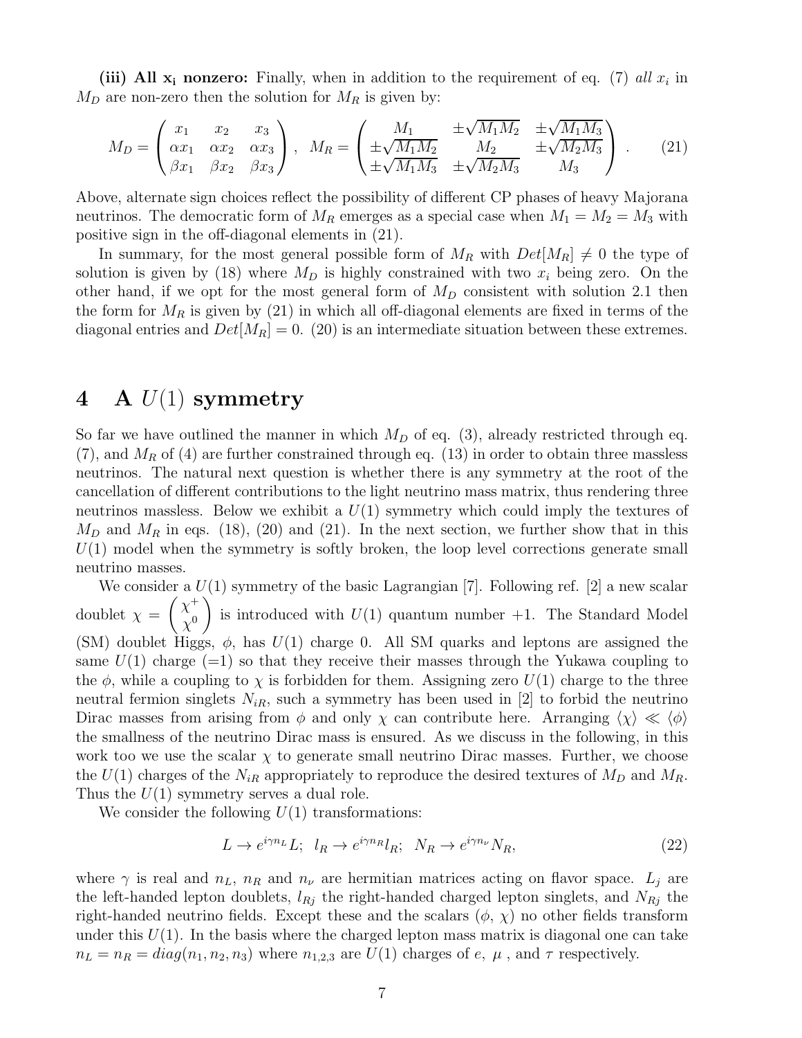**(iii) All $\mathbf{x_i}$ nonzero:** Finally, when in addition to the requirement of eq. (7) *all* $x_i$ in $M_D$ are non-zero then the solution for $M_R$ is given by:

$$M_D = \begin{pmatrix} x_1 & x_2 & x_3 \\ \alpha x_1 & \alpha x_2 & \alpha x_3 \\ \beta x_1 & \beta x_2 & \beta x_3 \end{pmatrix}, \quad M_R = \begin{pmatrix} M_1 & \pm\sqrt{M_1 M_2} & \pm\sqrt{M_1 M_3} \\ \pm\sqrt{M_1 M_2} & M_2 & \pm\sqrt{M_2 M_3} \\ \pm\sqrt{M_1 M_3} & \pm\sqrt{M_2 M_3} & M_3 \end{pmatrix}. \tag{21}$$

Above, alternate sign choices reflect the possibility of different CP phases of heavy Majorana neutrinos. The democratic form of $M_R$ emerges as a special case when $M_1 = M_2 = M_3$ with positive sign in the off-diagonal elements in (21).

In summary, for the most general possible form of $M_R$ with $Det[M_R] \neq 0$ the type of solution is given by (18) where $M_D$ is highly constrained with two $x_i$ being zero. On the other hand, if we opt for the most general form of $M_D$ consistent with solution 2.1 then the form for $M_R$ is given by (21) in which all off-diagonal elements are fixed in terms of the diagonal entries and $Det[M_R] = 0$. (20) is an intermediate situation between these extremes.

# 4 A $U(1)$ symmetry

So far we have outlined the manner in which $M_D$ of eq. (3), already restricted through eq. (7), and $M_R$ of (4) are further constrained through eq. (13) in order to obtain three massless neutrinos. The natural next question is whether there is any symmetry at the root of the cancellation of different contributions to the light neutrino mass matrix, thus rendering three neutrinos massless. Below we exhibit a $U(1)$ symmetry which could imply the textures of $M_D$ and $M_R$ in eqs. (18), (20) and (21). In the next section, we further show that in this $U(1)$ model when the symmetry is softly broken, the loop level corrections generate small neutrino masses.

We consider a $U(1)$ symmetry of the basic Lagrangian [7]. Following ref. [2] a new scalar doublet $\chi = \begin{pmatrix} \chi^+ \\ \chi^0 \end{pmatrix}$ is introduced with $U(1)$ quantum number $+1$. The Standard Model (SM) doublet Higgs, $\phi$, has $U(1)$ charge 0. All SM quarks and leptons are assigned the same $U(1)$ charge ($=1$) so that they receive their masses through the Yukawa coupling to the $\phi$, while a coupling to $\chi$ is forbidden for them. Assigning zero $U(1)$ charge to the three neutral fermion singlets $N_{iR}$, such a symmetry has been used in [2] to forbid the neutrino Dirac masses from arising from $\phi$ and only $\chi$ can contribute here. Arranging $\langle\chi\rangle \ll \langle\phi\rangle$ the smallness of the neutrino Dirac mass is ensured. As we discuss in the following, in this work too we use the scalar $\chi$ to generate small neutrino Dirac masses. Further, we choose the $U(1)$ charges of the $N_{iR}$ appropriately to reproduce the desired textures of $M_D$ and $M_R$. Thus the $U(1)$ symmetry serves a dual role.

We consider the following $U(1)$ transformations:

$$L \to e^{i\gamma n_L} L; \;\; l_R \to e^{i\gamma n_R} l_R; \;\; N_R \to e^{i\gamma n_\nu} N_R, \tag{22}$$

where $\gamma$ is real and $n_L$, $n_R$ and $n_\nu$ are hermitian matrices acting on flavor space. $L_j$ are the left-handed lepton doublets, $l_{Rj}$ the right-handed charged lepton singlets, and $N_{Rj}$ the right-handed neutrino fields. Except these and the scalars ($\phi$, $\chi$) no other fields transform under this $U(1)$. In the basis where the charged lepton mass matrix is diagonal one can take $n_L = n_R = diag(n_1, n_2, n_3)$ where $n_{1,2,3}$ are $U(1)$ charges of $e$, $\mu$ , and $\tau$ respectively.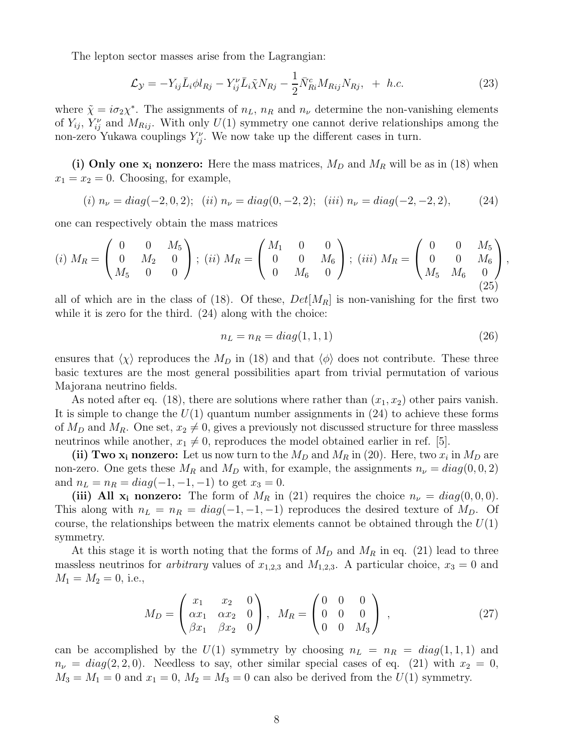The lepton sector masses arise from the Lagrangian:

$$\mathcal{L}_{\mathcal{Y}} = -Y_{ij}\bar{L}_i\phi l_{Rj} - Y^{\nu}_{ij}\bar{L}_i\tilde{\chi}N_{Rj} - \frac{1}{2}\bar{N}^c_{Ri}M_{Rij}N_{Rj}, \ + \ h.c. \tag{23}$$

where $\tilde{\chi} = i\sigma_2\chi^*$. The assignments of $n_L$, $n_R$ and $n_\nu$ determine the non-vanishing elements of $Y_{ij}$, $Y^{\nu}_{ij}$ and $M_{Rij}$. With only $U(1)$ symmetry one cannot derive relationships among the non-zero Yukawa couplings $Y^{\nu}_{ij}$. We now take up the different cases in turn.

**(i) Only one $\mathbf{x_i}$ nonzero:** Here the mass matrices, $M_D$ and $M_R$ will be as in (18) when $x_1 = x_2 = 0$. Choosing, for example,

$$(i)\ n_\nu = diag(-2, 0, 2);\ \ (ii)\ n_\nu = diag(0, -2, 2);\ \ (iii)\ n_\nu = diag(-2, -2, 2), \tag{24}$$

one can respectively obtain the mass matrices

$$(i)\ M_R = \begin{pmatrix} 0 & 0 & M_5 \\ 0 & M_2 & 0 \\ M_5 & 0 & 0 \end{pmatrix};\ (ii)\ M_R = \begin{pmatrix} M_1 & 0 & 0 \\ 0 & 0 & M_6 \\ 0 & M_6 & 0 \end{pmatrix};\ (iii)\ M_R = \begin{pmatrix} 0 & 0 & M_5 \\ 0 & 0 & M_6 \\ M_5 & M_6 & 0 \end{pmatrix}, \tag{25}$$

all of which are in the class of (18). Of these, $Det[M_R]$ is non-vanishing for the first two while it is zero for the third. (24) along with the choice:

$$n_L = n_R = diag(1, 1, 1) \tag{26}$$

ensures that $\langle\chi\rangle$ reproduces the $M_D$ in (18) and that $\langle\phi\rangle$ does not contribute. These three basic textures are the most general possibilities apart from trivial permutation of various Majorana neutrino fields.

As noted after eq. (18), there are solutions where rather than $(x_1, x_2)$ other pairs vanish. It is simple to change the $U(1)$ quantum number assignments in (24) to achieve these forms of $M_D$ and $M_R$. One set, $x_2 \neq 0$, gives a previously not discussed structure for three massless neutrinos while another, $x_1 \neq 0$, reproduces the model obtained earlier in ref. [5].

**(ii) Two $\mathbf{x_i}$ nonzero:** Let us now turn to the $M_D$ and $M_R$ in (20). Here, two $x_i$ in $M_D$ are non-zero. One gets these $M_R$ and $M_D$ with, for example, the assignments $n_\nu = diag(0, 0, 2)$ and $n_L = n_R = diag(-1, -1, -1)$ to get $x_3 = 0$.

**(iii) All $\mathbf{x_i}$ nonzero:** The form of $M_R$ in (21) requires the choice $n_\nu = diag(0, 0, 0)$. This along with $n_L = n_R = diag(-1, -1, -1)$ reproduces the desired texture of $M_D$. Of course, the relationships between the matrix elements cannot be obtained through the $U(1)$ symmetry.

At this stage it is worth noting that the forms of $M_D$ and $M_R$ in eq. (21) lead to three massless neutrinos for *arbitrary* values of $x_{1,2,3}$ and $M_{1,2,3}$. A particular choice, $x_3 = 0$ and $M_1 = M_2 = 0$, i.e.,

$$M_D = \begin{pmatrix} x_1 & x_2 & 0 \\ \alpha x_1 & \alpha x_2 & 0 \\ \beta x_1 & \beta x_2 & 0 \end{pmatrix},\ \ M_R = \begin{pmatrix} 0 & 0 & 0 \\ 0 & 0 & 0 \\ 0 & 0 & M_3 \end{pmatrix}\ , \tag{27}$$

can be accomplished by the $U(1)$ symmetry by choosing $n_L = n_R = diag(1, 1, 1)$ and $n_\nu = diag(2, 2, 0)$. Needless to say, other similar special cases of eq. (21) with $x_2 = 0$, $M_3 = M_1 = 0$ and $x_1 = 0$, $M_2 = M_3 = 0$ can also be derived from the $U(1)$ symmetry.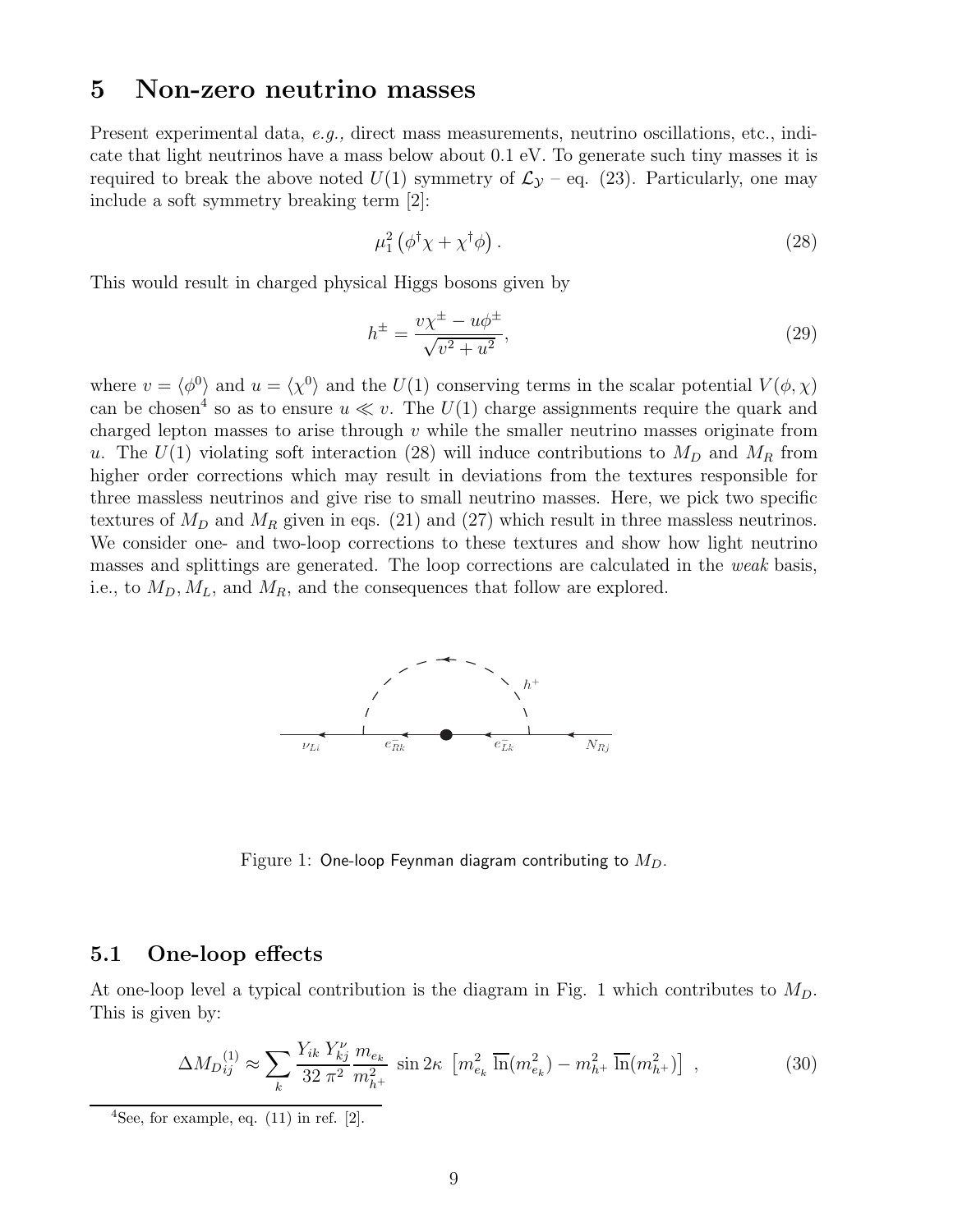# 5 Non-zero neutrino masses

Present experimental data, *e.g.,* direct mass measurements, neutrino oscillations, etc., indicate that light neutrinos have a mass below about 0.1 eV. To generate such tiny masses it is required to break the above noted $U(1)$ symmetry of $\mathcal{L}_{\mathcal{Y}}$ – eq. (23). Particularly, one may include a soft symmetry breaking term [2]:

$$\mu_1^2 \left(\phi^\dagger \chi + \chi^\dagger \phi\right). \tag{28}$$

This would result in charged physical Higgs bosons given by

$$h^\pm = \frac{v\chi^\pm - u\phi^\pm}{\sqrt{v^2 + u^2}}, \tag{29}$$

where $v = \langle \phi^0 \rangle$ and $u = \langle \chi^0 \rangle$ and the $U(1)$ conserving terms in the scalar potential $V(\phi, \chi)$ can be chosen[4] so as to ensure $u \ll v$. The $U(1)$ charge assignments require the quark and charged lepton masses to arise through $v$ while the smaller neutrino masses originate from $u$. The $U(1)$ violating soft interaction (28) will induce contributions to $M_D$ and $M_R$ from higher order corrections which may result in deviations from the textures responsible for three massless neutrinos and give rise to small neutrino masses. Here, we pick two specific textures of $M_D$ and $M_R$ given in eqs. (21) and (27) which result in three massless neutrinos. We consider one- and two-loop corrections to these textures and show how light neutrino masses and splittings are generated. The loop corrections are calculated in the *weak* basis, i.e., to $M_D, M_L$, and $M_R$, and the consequences that follow are explored.

Figure 1: One-loop Feynman diagram contributing to $M_D$.

## 5.1 One-loop effects

At one-loop level a typical contribution is the diagram in Fig. 1 which contributes to $M_D$. This is given by:

$$\Delta M_{D_{ij}}^{(1)} \approx \sum_k \frac{Y_{ik}\, Y_{kj}^\nu}{32\,\pi^2} \frac{m_{e_k}}{m_{h^+}^2}\ \sin 2\kappa\ \left[m_{e_k}^2\ \overline{\ln}(m_{e_k}^2) - m_{h^+}^2\ \overline{\ln}(m_{h^+}^2)\right]\ , \tag{30}$$

[4] See, for example, eq. (11) in ref. [2].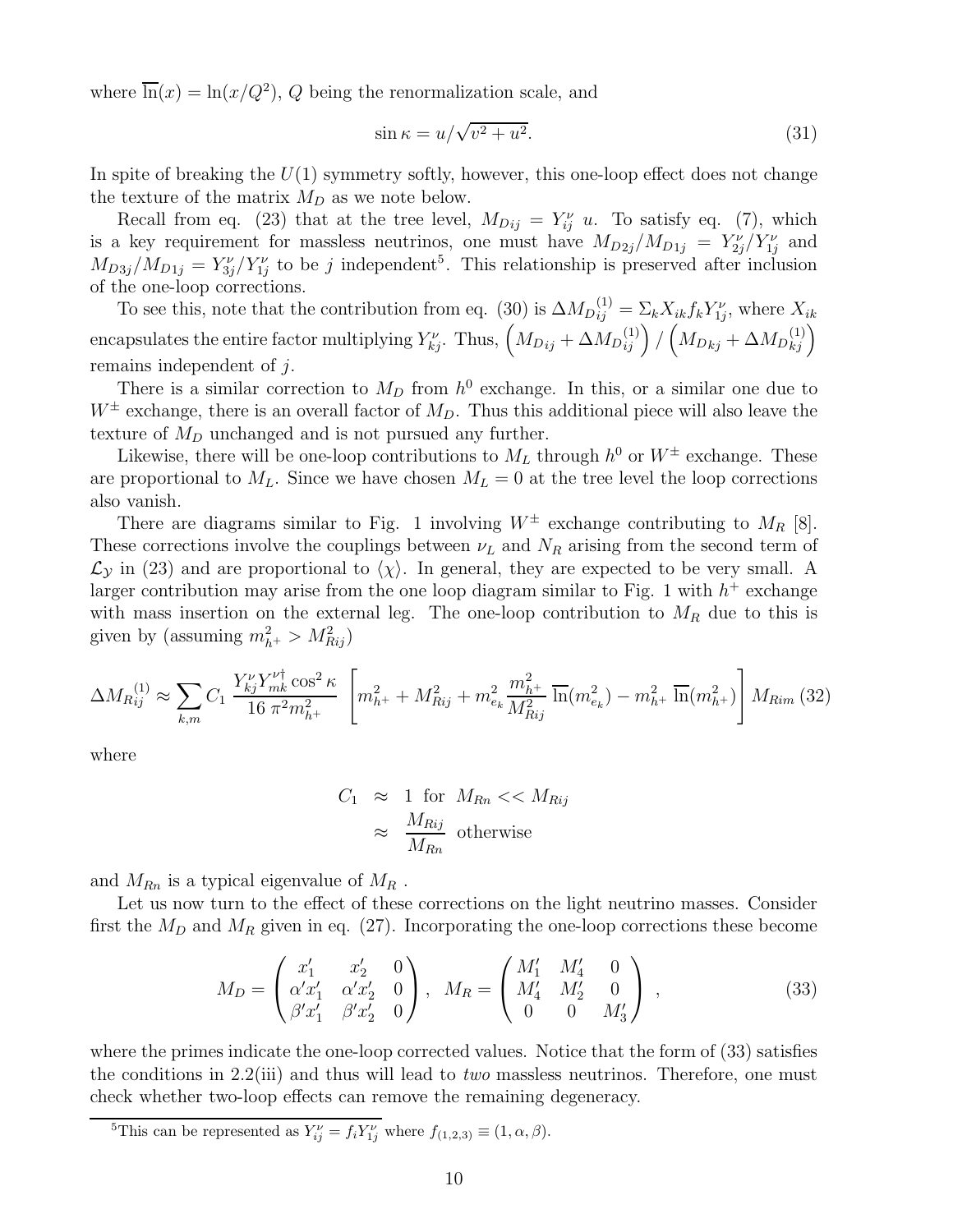where $\overline{\ln}(x) = \ln(x/Q^2)$, $Q$ being the renormalization scale, and

$$\sin\kappa = u/\sqrt{v^2+u^2}. \tag{31}$$

In spite of breaking the $U(1)$ symmetry softly, however, this one-loop effect does not change the texture of the matrix $M_D$ as we note below.

Recall from eq. (23) that at the tree level, $M_{D ij} = Y^\nu_{ij}\ u$. To satisfy eq. (7), which is a key requirement for massless neutrinos, one must have $M_{D2j}/M_{D1j} = Y^\nu_{2j}/Y^\nu_{1j}$ and $M_{D3j}/M_{D1j} = Y^\nu_{3j}/Y^\nu_{1j}$ to be $j$ independent[5]. This relationship is preserved after inclusion of the one-loop corrections.

To see this, note that the contribution from eq. (30) is $\Delta M_{D_{ij}}^{(1)} = \Sigma_k X_{ik} f_k Y^\nu_{1j}$, where $X_{ik}$ encapsulates the entire factor multiplying $Y^\nu_{kj}$. Thus, $\left(M_{Dij} + \Delta M_{D_{ij}}^{(1)}\right) / \left(M_{Dkj} + \Delta M_{D_{kj}}^{(1)}\right)$ remains independent of $j$.

There is a similar correction to $M_D$ from $h^0$ exchange. In this, or a similar one due to $W^\pm$ exchange, there is an overall factor of $M_D$. Thus this additional piece will also leave the texture of $M_D$ unchanged and is not pursued any further.

Likewise, there will be one-loop contributions to $M_L$ through $h^0$ or $W^\pm$ exchange. These are proportional to $M_L$. Since we have chosen $M_L = 0$ at the tree level the loop corrections also vanish.

There are diagrams similar to Fig. 1 involving $W^\pm$ exchange contributing to $M_R$ [8]. These corrections involve the couplings between $\nu_L$ and $N_R$ arising from the second term of $\mathcal{L}_\mathcal{Y}$ in (23) and are proportional to $\langle\chi\rangle$. In general, they are expected to be very small. A larger contribution may arise from the one loop diagram similar to Fig. 1 with $h^+$ exchange with mass insertion on the external leg. The one-loop contribution to $M_R$ due to this is given by (assuming $m^2_{h^+} > M^2_{Rij}$)

$$\Delta M_{R_{ij}}^{(1)} \approx \sum_{k,m} C_1\ \frac{Y^\nu_{kj} Y^{\nu\dagger}_{mk}\cos^2\kappa}{16\ \pi^2 m^2_{h^+}}\ \left[m^2_{h^+} + M^2_{Rij} + m^2_{e_k}\frac{m^2_{h^+}}{M^2_{Rij}}\ \overline{\ln}(m^2_{e_k}) - m^2_{h^+}\ \overline{\ln}(m^2_{h^+})\right] M_{Rim} \tag{32}$$

where

$$\begin{aligned} C_1 &\approx 1 \ \text{ for } \ M_{Rn} << M_{Rij} \\ &\approx \frac{M_{Rij}}{M_{Rn}} \ \text{ otherwise} \end{aligned}$$

and $M_{Rn}$ is a typical eigenvalue of $M_R$ .

Let us now turn to the effect of these corrections on the light neutrino masses. Consider first the $M_D$ and $M_R$ given in eq. (27). Incorporating the one-loop corrections these become

$$M_D = \begin{pmatrix} x_1' & x_2' & 0 \\ \alpha' x_1' & \alpha' x_2' & 0 \\ \beta' x_1' & \beta' x_2' & 0 \end{pmatrix}, \quad M_R = \begin{pmatrix} M_1' & M_4' & 0 \\ M_4' & M_2' & 0 \\ 0 & 0 & M_3' \end{pmatrix}, \tag{33}$$

where the primes indicate the one-loop corrected values. Notice that the form of (33) satisfies the conditions in 2.2(iii) and thus will lead to *two* massless neutrinos. Therefore, one must check whether two-loop effects can remove the remaining degeneracy.

---

[5] This can be represented as $Y^\nu_{ij} = f_i Y^\nu_{1j}$ where $f_{(1,2,3)} \equiv (1, \alpha, \beta)$.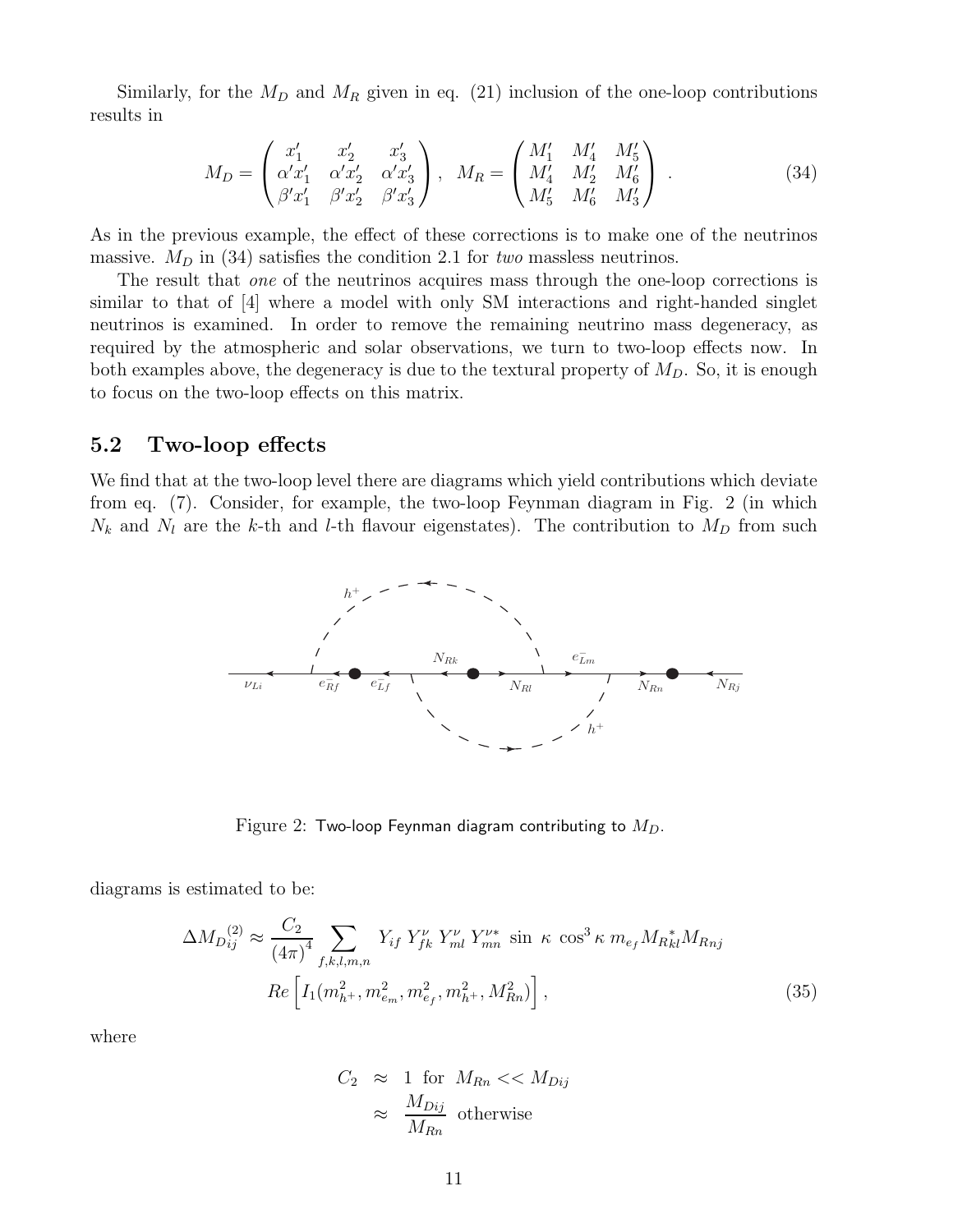Similarly, for the $M_D$ and $M_R$ given in eq. (21) inclusion of the one-loop contributions results in

$$M_D = \begin{pmatrix} x'_1 & x'_2 & x'_3 \\ \alpha' x'_1 & \alpha' x'_2 & \alpha' x'_3 \\ \beta' x'_1 & \beta' x'_2 & \beta' x'_3 \end{pmatrix}, \quad M_R = \begin{pmatrix} M'_1 & M'_4 & M'_5 \\ M'_4 & M'_2 & M'_6 \\ M'_5 & M'_6 & M'_3 \end{pmatrix} . \tag{34}$$

As in the previous example, the effect of these corrections is to make one of the neutrinos massive. $M_D$ in (34) satisfies the condition 2.1 for *two* massless neutrinos.

The result that *one* of the neutrinos acquires mass through the one-loop corrections is similar to that of [4] where a model with only SM interactions and right-handed singlet neutrinos is examined. In order to remove the remaining neutrino mass degeneracy, as required by the atmospheric and solar observations, we turn to two-loop effects now. In both examples above, the degeneracy is due to the textural property of $M_D$. So, it is enough to focus on the two-loop effects on this matrix.

## 5.2 Two-loop effects

We find that at the two-loop level there are diagrams which yield contributions which deviate from eq. (7). Consider, for example, the two-loop Feynman diagram in Fig. 2 (in which $N_k$ and $N_l$ are the $k$-th and $l$-th flavour eigenstates). The contribution to $M_D$ from such

Figure 2: Two-loop Feynman diagram contributing to $M_D$.

diagrams is estimated to be:

$$\Delta M_{D\,ij}^{(2)} \approx \frac{C_2}{(4\pi)^4} \sum_{f,k,l,m,n} Y_{if}\, Y^{\nu}_{fk}\, Y^{\nu}_{ml}\, Y^{\nu *}_{mn}\, \sin\,\kappa\, \cos^3\kappa\; m_{e_f} M^*_{R\,kl} M_{R\,nj}$$
$$Re\left[ I_1(m^2_{h^+}, m^2_{e_m}, m^2_{e_f}, m^2_{h^+}, M^2_{Rn}) \right], \tag{35}$$

where

$$\begin{aligned} C_2 &\approx 1 \text{ for } M_{Rn} << M_{Dij} \\ &\approx \frac{M_{Dij}}{M_{Rn}} \text{ otherwise} \end{aligned}$$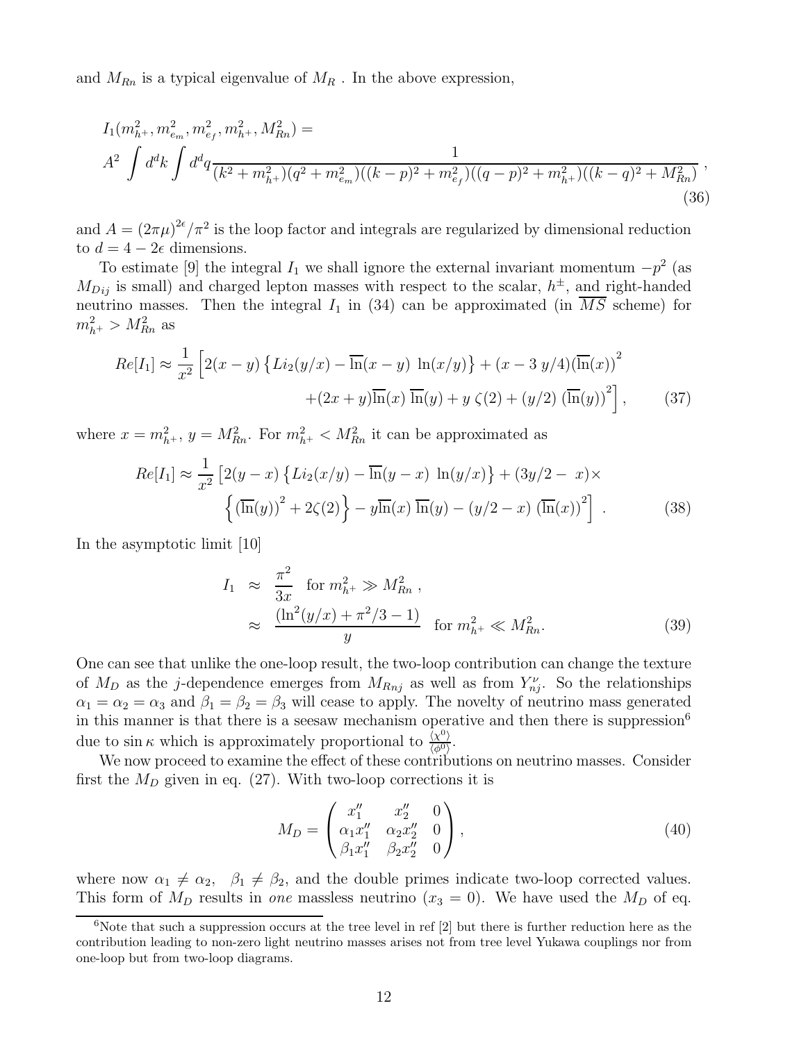and $M_{Rn}$ is a typical eigenvalue of $M_R$ . In the above expression,

$$
I_1(m_{h^+}^2, m_{e_m}^2, m_{e_f}^2, m_{h^+}^2, M_{Rn}^2) =
$$
$$
A^2 \int d^d k \int d^d q \frac{1}{(k^2+m_{h^+}^2)(q^2+m_{e_m}^2)((k-p)^2+m_{e_f}^2)((q-p)^2+m_{h^+}^2)((k-q)^2+M_{Rn}^2)} , \tag{36}
$$

and $A = (2\pi\mu)^{2\epsilon}/\pi^2$ is the loop factor and integrals are regularized by dimensional reduction to $d = 4 - 2\epsilon$ dimensions.

To estimate [9] the integral $I_1$ we shall ignore the external invariant momentum $-p^2$ (as $M_{Dij}$ is small) and charged lepton masses with respect to the scalar, $h^\pm$, and right-handed neutrino masses. Then the integral $I_1$ in (34) can be approximated (in $\overline{MS}$ scheme) for $m_{h^+}^2 > M_{Rn}^2$ as

$$
Re[I_1] \approx \frac{1}{x^2}\Big[2(x-y)\left\{Li_2(y/x) - \overline{\ln}(x-y)\ \ln(x/y)\right\} + (x - 3\,y/4)(\overline{\ln}(x))^2
$$
$$
+(2x+y)\overline{\ln}(x)\ \overline{\ln}(y) + y\ \zeta(2) + (y/2)\ (\overline{\ln}(y))^2\Big], \tag{37}
$$

where $x = m_{h^+}^2$, $y = M_{Rn}^2$. For $m_{h^+}^2 < M_{Rn}^2$ it can be approximated as

$$
Re[I_1] \approx \frac{1}{x^2}\big[2(y-x)\left\{Li_2(x/y) - \overline{\ln}(y-x)\ \ln(y/x)\right\} + (3y/2 - \ x)\times
$$
$$
\left\{(\overline{\ln}(y))^2 + 2\zeta(2)\right\} - y\overline{\ln}(x)\ \overline{\ln}(y) - (y/2 - x)\ (\overline{\ln}(x))^2\big] \ . \tag{38}
$$

In the asymptotic limit [10]

$$
\begin{aligned}
I_1 &\approx \frac{\pi^2}{3x} \quad \text{for } m_{h^+}^2 \gg M_{Rn}^2 \ , \\
&\approx \frac{(\ln^2(y/x) + \pi^2/3 - 1)}{y} \quad \text{for } m_{h^+}^2 \ll M_{Rn}^2.
\end{aligned} \tag{39}
$$

One can see that unlike the one-loop result, the two-loop contribution can change the texture of $M_D$ as the $j$-dependence emerges from $M_{Rnj}$ as well as from $Y_{nj}^\nu$. So the relationships $\alpha_1 = \alpha_2 = \alpha_3$ and $\beta_1 = \beta_2 = \beta_3$ will cease to apply. The novelty of neutrino mass generated in this manner is that there is a seesaw mechanism operative and then there is suppression[6] due to $\sin\kappa$ which is approximately proportional to $\frac{\langle\chi^0\rangle}{\langle\phi^0\rangle}$.

We now proceed to examine the effect of these contributions on neutrino masses. Consider first the $M_D$ given in eq. (27). With two-loop corrections it is

$$
M_D = \begin{pmatrix} x_1'' & x_2'' & 0 \\ \alpha_1 x_1'' & \alpha_2 x_2'' & 0 \\ \beta_1 x_1'' & \beta_2 x_2'' & 0 \end{pmatrix}, \tag{40}
$$

where now $\alpha_1 \neq \alpha_2$, $\beta_1 \neq \beta_2$, and the double primes indicate two-loop corrected values. This form of $M_D$ results in *one* massless neutrino ($x_3 = 0$). We have used the $M_D$ of eq.

[6] Note that such a suppression occurs at the tree level in ref [2] but there is further reduction here as the contribution leading to non-zero light neutrino masses arises not from tree level Yukawa couplings nor from one-loop but from two-loop diagrams.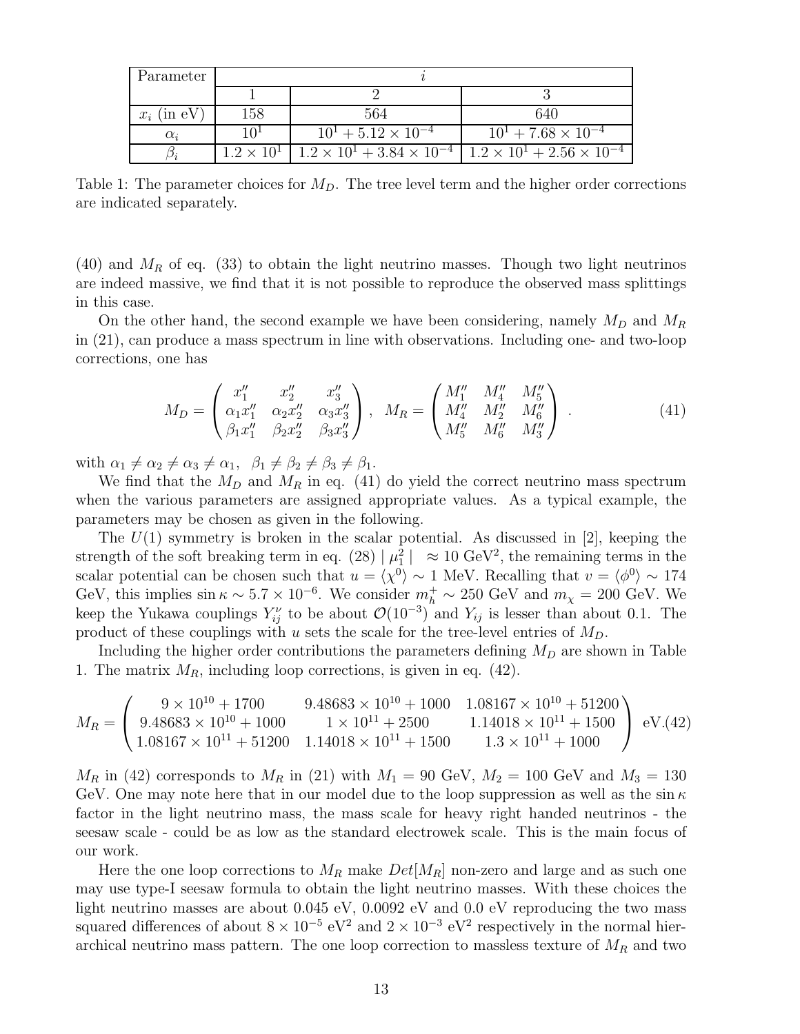| Parameter | $i$ | | |
|---|---|---|---|
| | 1 | 2 | 3 |
| $x_i$ (in eV) | 158 | 564 | 640 |
| $\alpha_i$ | $10^1$ | $10^1 + 5.12 \times 10^{-4}$ | $10^1 + 7.68 \times 10^{-4}$ |
| $\beta_i$ | $1.2 \times 10^1$ | $1.2 \times 10^1 + 3.84 \times 10^{-4}$ | $1.2 \times 10^1 + 2.56 \times 10^{-4}$ |

Table 1: The parameter choices for $M_D$. The tree level term and the higher order corrections are indicated separately.

(40) and $M_R$ of eq. (33) to obtain the light neutrino masses. Though two light neutrinos are indeed massive, we find that it is not possible to reproduce the observed mass splittings in this case.

On the other hand, the second example we have been considering, namely $M_D$ and $M_R$ in (21), can produce a mass spectrum in line with observations. Including one- and two-loop corrections, one has

$$M_D = \begin{pmatrix} x''_1 & x''_2 & x''_3 \\ \alpha_1 x''_1 & \alpha_2 x''_2 & \alpha_3 x''_3 \\ \beta_1 x''_1 & \beta_2 x''_2 & \beta_3 x''_3 \end{pmatrix}, \quad M_R = \begin{pmatrix} M''_1 & M''_4 & M''_5 \\ M''_4 & M''_2 & M''_6 \\ M''_5 & M''_6 & M''_3 \end{pmatrix}. \tag{41}$$

with $\alpha_1 \neq \alpha_2 \neq \alpha_3 \neq \alpha_1$, $\beta_1 \neq \beta_2 \neq \beta_3 \neq \beta_1$.

We find that the $M_D$ and $M_R$ in eq. (41) do yield the correct neutrino mass spectrum when the various parameters are assigned appropriate values. As a typical example, the parameters may be chosen as given in the following.

The $U(1)$ symmetry is broken in the scalar potential. As discussed in [2], keeping the strength of the soft breaking term in eq. (28) $|\mu_1^2| \approx 10$ GeV$^2$, the remaining terms in the scalar potential can be chosen such that $u = \langle\chi^0\rangle \sim 1$ MeV. Recalling that $v = \langle\phi^0\rangle \sim 174$ GeV, this implies $\sin\kappa \sim 5.7 \times 10^{-6}$. We consider $m_h^+ \sim 250$ GeV and $m_\chi = 200$ GeV. We keep the Yukawa couplings $Y_{ij}^\nu$ to be about $\mathcal{O}(10^{-3})$ and $Y_{ij}$ is lesser than about 0.1. The product of these couplings with $u$ sets the scale for the tree-level entries of $M_D$.

Including the higher order contributions the parameters defining $M_D$ are shown in Table 1. The matrix $M_R$, including loop corrections, is given in eq. (42).

$$M_R = \begin{pmatrix} 9 \times 10^{10} + 1700 & 9.48683 \times 10^{10} + 1000 & 1.08167 \times 10^{10} + 51200 \\ 9.48683 \times 10^{10} + 1000 & 1 \times 10^{11} + 2500 & 1.14018 \times 10^{11} + 1500 \\ 1.08167 \times 10^{11} + 51200 & 1.14018 \times 10^{11} + 1500 & 1.3 \times 10^{11} + 1000 \end{pmatrix} \text{ eV.} \tag{42}$$

$M_R$ in (42) corresponds to $M_R$ in (21) with $M_1 = 90$ GeV, $M_2 = 100$ GeV and $M_3 = 130$ GeV. One may note here that in our model due to the loop suppression as well as the $\sin\kappa$ factor in the light neutrino mass, the mass scale for heavy right handed neutrinos - the seesaw scale - could be as low as the standard electrowek scale. This is the main focus of our work.

Here the one loop corrections to $M_R$ make $Det[M_R]$ non-zero and large and as such one may use type-I seesaw formula to obtain the light neutrino masses. With these choices the light neutrino masses are about 0.045 eV, 0.0092 eV and 0.0 eV reproducing the two mass squared differences of about $8 \times 10^{-5}$ eV$^2$ and $2 \times 10^{-3}$ eV$^2$ respectively in the normal hierarchical neutrino mass pattern. The one loop correction to massless texture of $M_R$ and two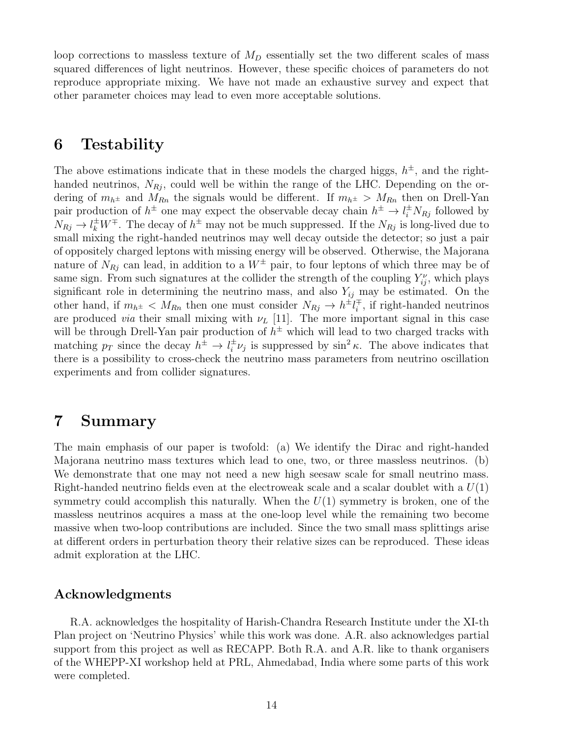loop corrections to massless texture of $M_D$ essentially set the two different scales of mass squared differences of light neutrinos. However, these specific choices of parameters do not reproduce appropriate mixing. We have not made an exhaustive survey and expect that other parameter choices may lead to even more acceptable solutions.

# 6 Testability

The above estimations indicate that in these models the charged higgs, $h^{\pm}$, and the right-handed neutrinos, $N_{Rj}$, could well be within the range of the LHC. Depending on the ordering of $m_{h^{\pm}}$ and $M_{Rn}$ the signals would be different. If $m_{h^{\pm}} > M_{Rn}$ then on Drell-Yan pair production of $h^{\pm}$ one may expect the observable decay chain $h^{\pm} \to l_i^{\pm} N_{Rj}$ followed by $N_{Rj} \to l_k^{\pm} W^{\mp}$. The decay of $h^{\pm}$ may not be much suppressed. If the $N_{Rj}$ is long-lived due to small mixing the right-handed neutrinos may well decay outside the detector; so just a pair of oppositely charged leptons with missing energy will be observed. Otherwise, the Majorana nature of $N_{Rj}$ can lead, in addition to a $W^{\pm}$ pair, to four leptons of which three may be of same sign. From such signatures at the collider the strength of the coupling $Y_{ij}^{\nu}$, which plays significant role in determining the neutrino mass, and also $Y_{ij}$ may be estimated. On the other hand, if $m_{h^{\pm}} < M_{Rn}$ then one must consider $N_{Rj} \to h^{\pm} l_i^{\mp}$, if right-handed neutrinos are produced *via* their small mixing with $\nu_L$ [11]. The more important signal in this case will be through Drell-Yan pair production of $h^{\pm}$ which will lead to two charged tracks with matching $p_T$ since the decay $h^{\pm} \to l_i^{\pm} \nu_j$ is suppressed by $\sin^2 \kappa$. The above indicates that there is a possibility to cross-check the neutrino mass parameters from neutrino oscillation experiments and from collider signatures.

# 7 Summary

The main emphasis of our paper is twofold: (a) We identify the Dirac and right-handed Majorana neutrino mass textures which lead to one, two, or three massless neutrinos. (b) We demonstrate that one may not need a new high seesaw scale for small neutrino mass. Right-handed neutrino fields even at the electroweak scale and a scalar doublet with a $U(1)$ symmetry could accomplish this naturally. When the $U(1)$ symmetry is broken, one of the massless neutrinos acquires a mass at the one-loop level while the remaining two become massive when two-loop contributions are included. Since the two small mass splittings arise at different orders in perturbation theory their relative sizes can be reproduced. These ideas admit exploration at the LHC.

## Acknowledgments

R.A. acknowledges the hospitality of Harish-Chandra Research Institute under the XI-th Plan project on 'Neutrino Physics' while this work was done. A.R. also acknowledges partial support from this project as well as RECAPP. Both R.A. and A.R. like to thank organisers of the WHEPP-XI workshop held at PRL, Ahmedabad, India where some parts of this work were completed.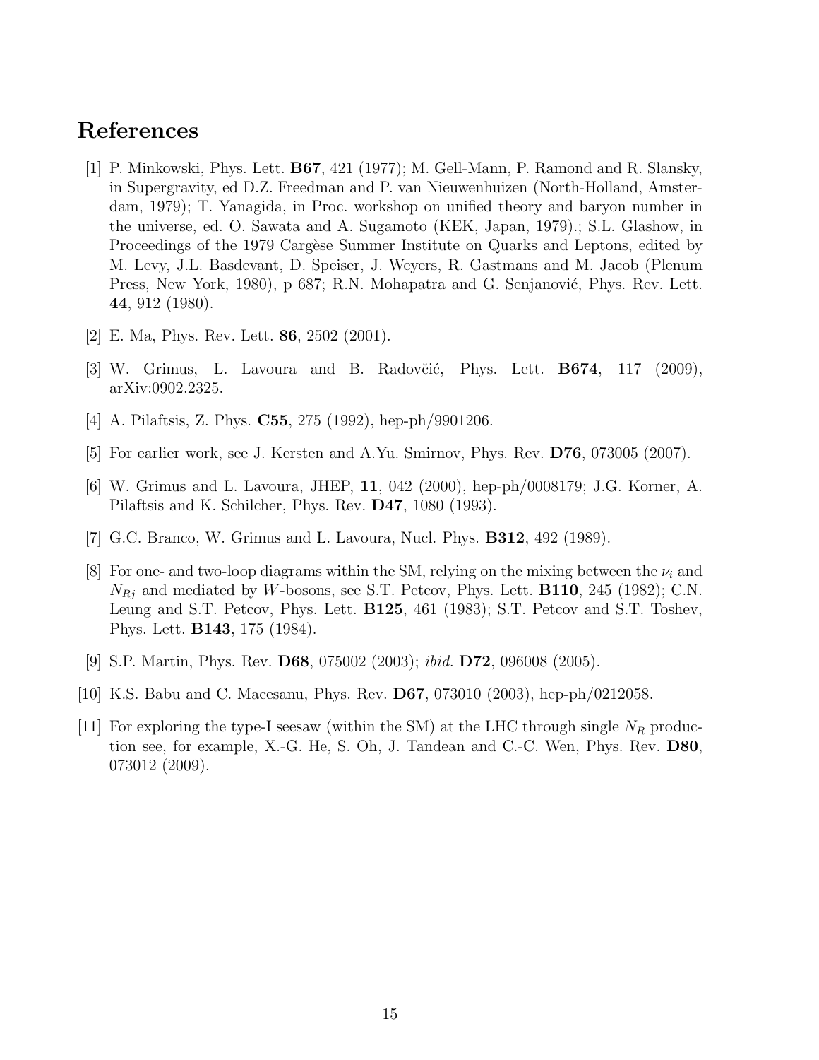## References

[1] P. Minkowski, Phys. Lett. **B67**, 421 (1977); M. Gell-Mann, P. Ramond and R. Slansky, in Supergravity, ed D.Z. Freedman and P. van Nieuwenhuizen (North-Holland, Amsterdam, 1979); T. Yanagida, in Proc. workshop on unified theory and baryon number in the universe, ed. O. Sawata and A. Sugamoto (KEK, Japan, 1979).; S.L. Glashow, in Proceedings of the 1979 Cargèse Summer Institute on Quarks and Leptons, edited by M. Levy, J.L. Basdevant, D. Speiser, J. Weyers, R. Gastmans and M. Jacob (Plenum Press, New York, 1980), p 687; R.N. Mohapatra and G. Senjanović, Phys. Rev. Lett. **44**, 912 (1980).

[2] E. Ma, Phys. Rev. Lett. **86**, 2502 (2001).

[3] W. Grimus, L. Lavoura and B. Radovčić, Phys. Lett. **B674**, 117 (2009), arXiv:0902.2325.

[4] A. Pilaftsis, Z. Phys. **C55**, 275 (1992), hep-ph/9901206.

[5] For earlier work, see J. Kersten and A.Yu. Smirnov, Phys. Rev. **D76**, 073005 (2007).

[6] W. Grimus and L. Lavoura, JHEP, **11**, 042 (2000), hep-ph/0008179; J.G. Korner, A. Pilaftsis and K. Schilcher, Phys. Rev. **D47**, 1080 (1993).

[7] G.C. Branco, W. Grimus and L. Lavoura, Nucl. Phys. **B312**, 492 (1989).

[8] For one- and two-loop diagrams within the SM, relying on the mixing between the $\nu_i$ and $N_{Rj}$ and mediated by $W$-bosons, see S.T. Petcov, Phys. Lett. **B110**, 245 (1982); C.N. Leung and S.T. Petcov, Phys. Lett. **B125**, 461 (1983); S.T. Petcov and S.T. Toshev, Phys. Lett. **B143**, 175 (1984).

[9] S.P. Martin, Phys. Rev. **D68**, 075002 (2003); *ibid.* **D72**, 096008 (2005).

[10] K.S. Babu and C. Macesanu, Phys. Rev. **D67**, 073010 (2003), hep-ph/0212058.

[11] For exploring the type-I seesaw (within the SM) at the LHC through single $N_R$ production see, for example, X.-G. He, S. Oh, J. Tandean and C.-C. Wen, Phys. Rev. **D80**, 073012 (2009).